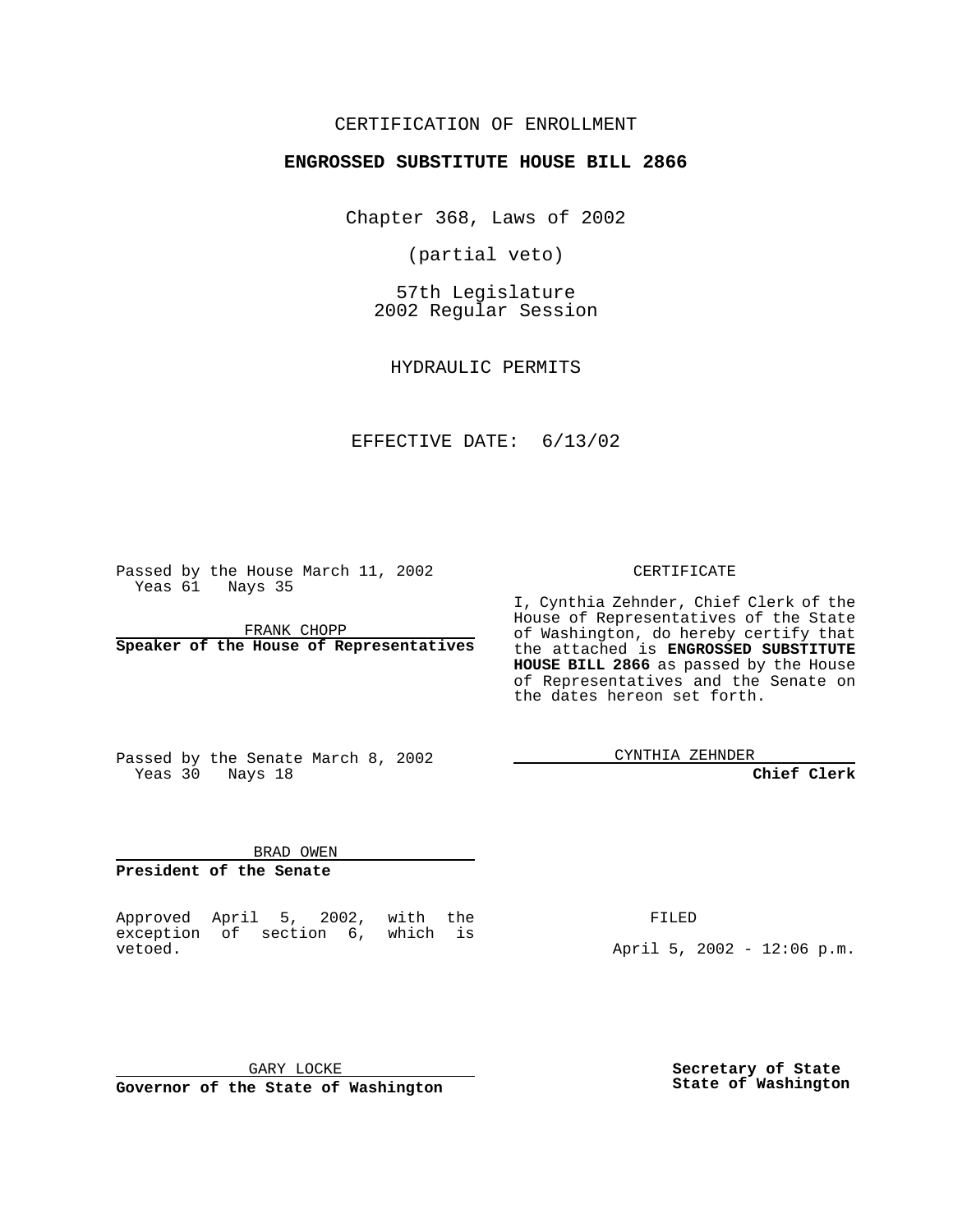CERTIFICATION OF ENROLLMENT

**ENGROSSED SUBSTITUTE HOUSE BILL 2866**

Chapter 368, Laws of 2002

(partial veto)

57th Legislature
2002 Regular Session

HYDRAULIC PERMITS

EFFECTIVE DATE: 6/13/02

Passed by the House March 11, 2002
Yeas 61 Nays 35

FRANK CHOPP
**Speaker of the House of Representatives**

Passed by the Senate March 8, 2002
Yeas 30 Nays 18

BRAD OWEN
**President of the Senate**

CERTIFICATE

I, Cynthia Zehnder, Chief Clerk of the House of Representatives of the State of Washington, do hereby certify that the attached is **ENGROSSED SUBSTITUTE HOUSE BILL 2866** as passed by the House of Representatives and the Senate on the dates hereon set forth.

CYNTHIA ZEHNDER
**Chief Clerk**

Approved April 5, 2002, with the exception of section 6, which is vetoed.

FILED

April 5, 2002 - 12:06 p.m.

GARY LOCKE
**Governor of the State of Washington**

**Secretary of State**
**State of Washington**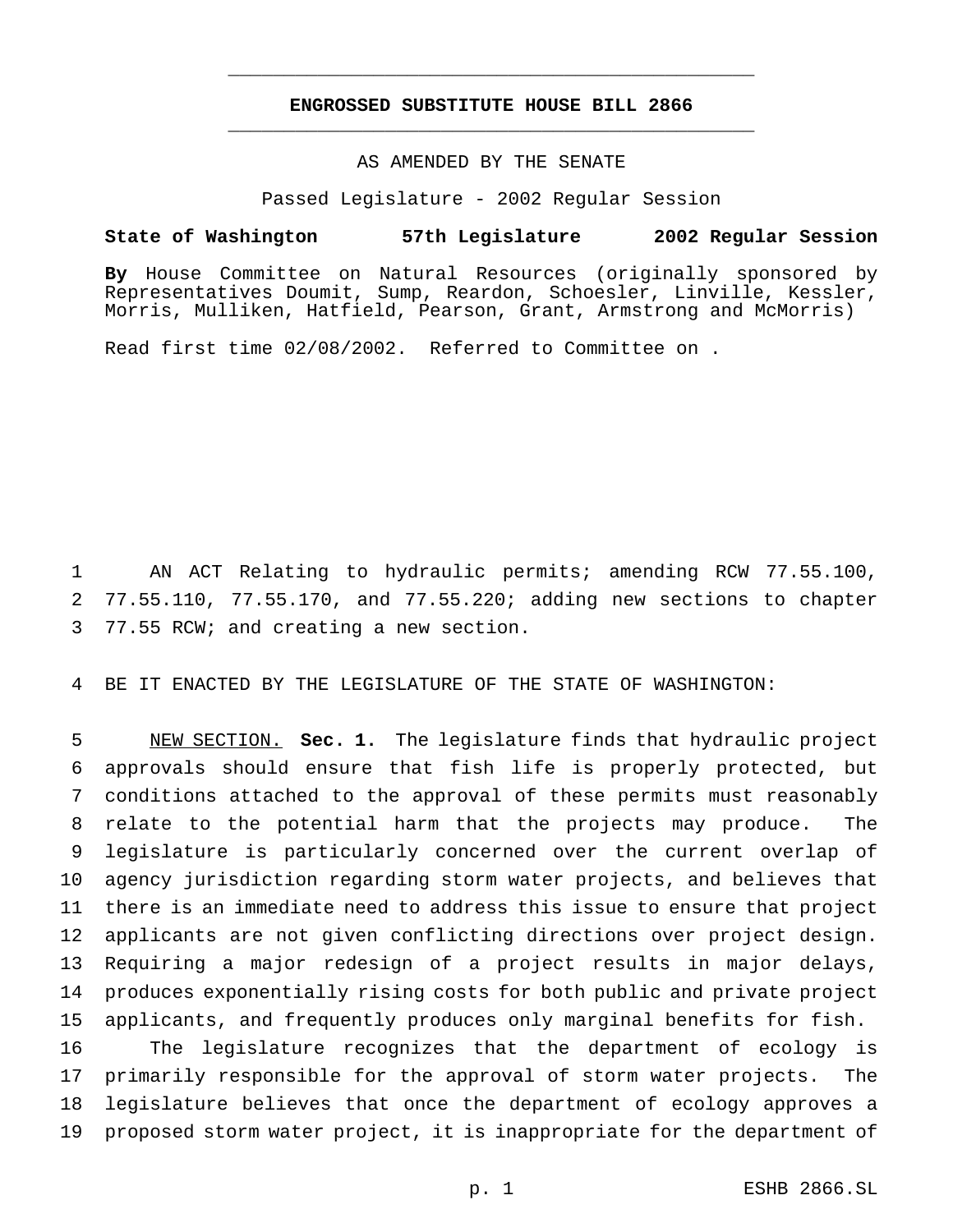**ENGROSSED SUBSTITUTE HOUSE BILL 2866**

AS AMENDED BY THE SENATE

Passed Legislature - 2002 Regular Session

**State of Washington 57th Legislature 2002 Regular Session**

**By** House Committee on Natural Resources (originally sponsored by Representatives Doumit, Sump, Reardon, Schoesler, Linville, Kessler, Morris, Mulliken, Hatfield, Pearson, Grant, Armstrong and McMorris)

Read first time 02/08/2002. Referred to Committee on .

1 AN ACT Relating to hydraulic permits; amending RCW 77.55.100,
2 77.55.110, 77.55.170, and 77.55.220; adding new sections to chapter
3 77.55 RCW; and creating a new section.

4 BE IT ENACTED BY THE LEGISLATURE OF THE STATE OF WASHINGTON:

5 NEW SECTION. **Sec. 1.** The legislature finds that hydraulic project
6 approvals should ensure that fish life is properly protected, but
7 conditions attached to the approval of these permits must reasonably
8 relate to the potential harm that the projects may produce. The
9 legislature is particularly concerned over the current overlap of
10 agency jurisdiction regarding storm water projects, and believes that
11 there is an immediate need to address this issue to ensure that project
12 applicants are not given conflicting directions over project design.
13 Requiring a major redesign of a project results in major delays,
14 produces exponentially rising costs for both public and private project
15 applicants, and frequently produces only marginal benefits for fish.
16 The legislature recognizes that the department of ecology is
17 primarily responsible for the approval of storm water projects. The
18 legislature believes that once the department of ecology approves a
19 proposed storm water project, it is inappropriate for the department of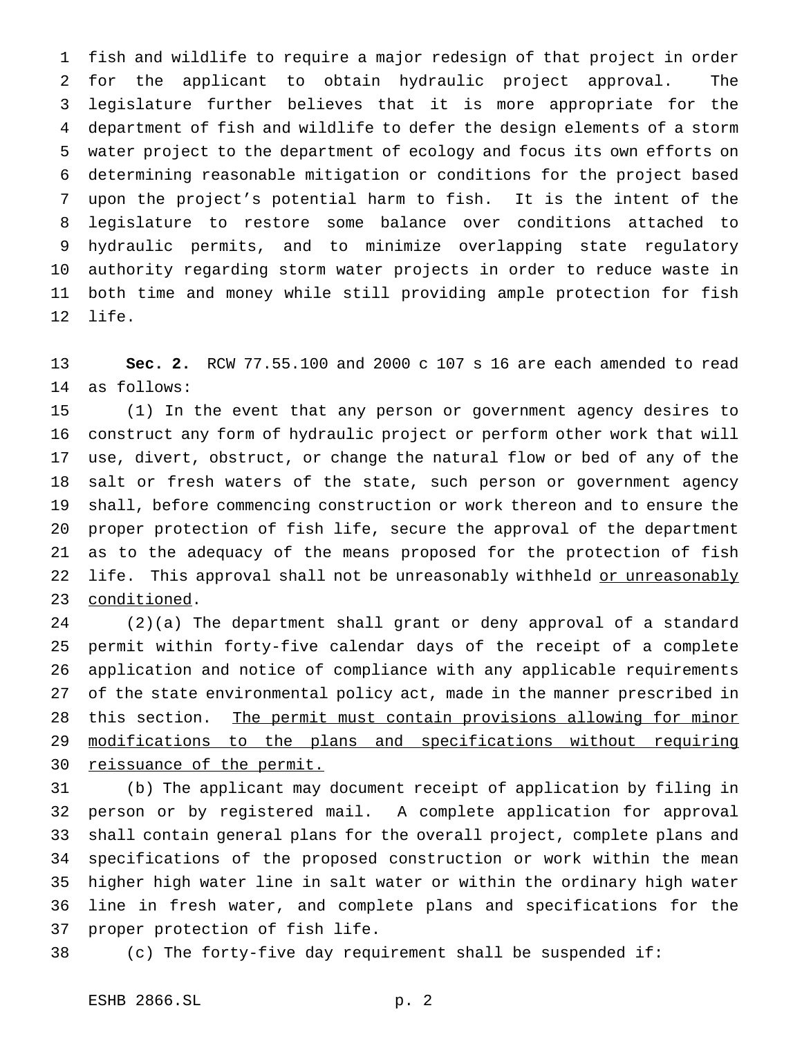fish and wildlife to require a major redesign of that project in order for the applicant to obtain hydraulic project approval. The legislature further believes that it is more appropriate for the department of fish and wildlife to defer the design elements of a storm water project to the department of ecology and focus its own efforts on determining reasonable mitigation or conditions for the project based upon the project's potential harm to fish. It is the intent of the legislature to restore some balance over conditions attached to hydraulic permits, and to minimize overlapping state regulatory authority regarding storm water projects in order to reduce waste in both time and money while still providing ample protection for fish life.

**Sec. 2.** RCW 77.55.100 and 2000 c 107 s 16 are each amended to read as follows:

(1) In the event that any person or government agency desires to construct any form of hydraulic project or perform other work that will use, divert, obstruct, or change the natural flow or bed of any of the salt or fresh waters of the state, such person or government agency shall, before commencing construction or work thereon and to ensure the proper protection of fish life, secure the approval of the department as to the adequacy of the means proposed for the protection of fish life. This approval shall not be unreasonably withheld <u>or unreasonably conditioned</u>.

(2)(a) The department shall grant or deny approval of a standard permit within forty-five calendar days of the receipt of a complete application and notice of compliance with any applicable requirements of the state environmental policy act, made in the manner prescribed in this section. <u>The permit must contain provisions allowing for minor modifications to the plans and specifications without requiring reissuance of the permit.</u>

(b) The applicant may document receipt of application by filing in person or by registered mail. A complete application for approval shall contain general plans for the overall project, complete plans and specifications of the proposed construction or work within the mean higher high water line in salt water or within the ordinary high water line in fresh water, and complete plans and specifications for the proper protection of fish life.

(c) The forty-five day requirement shall be suspended if: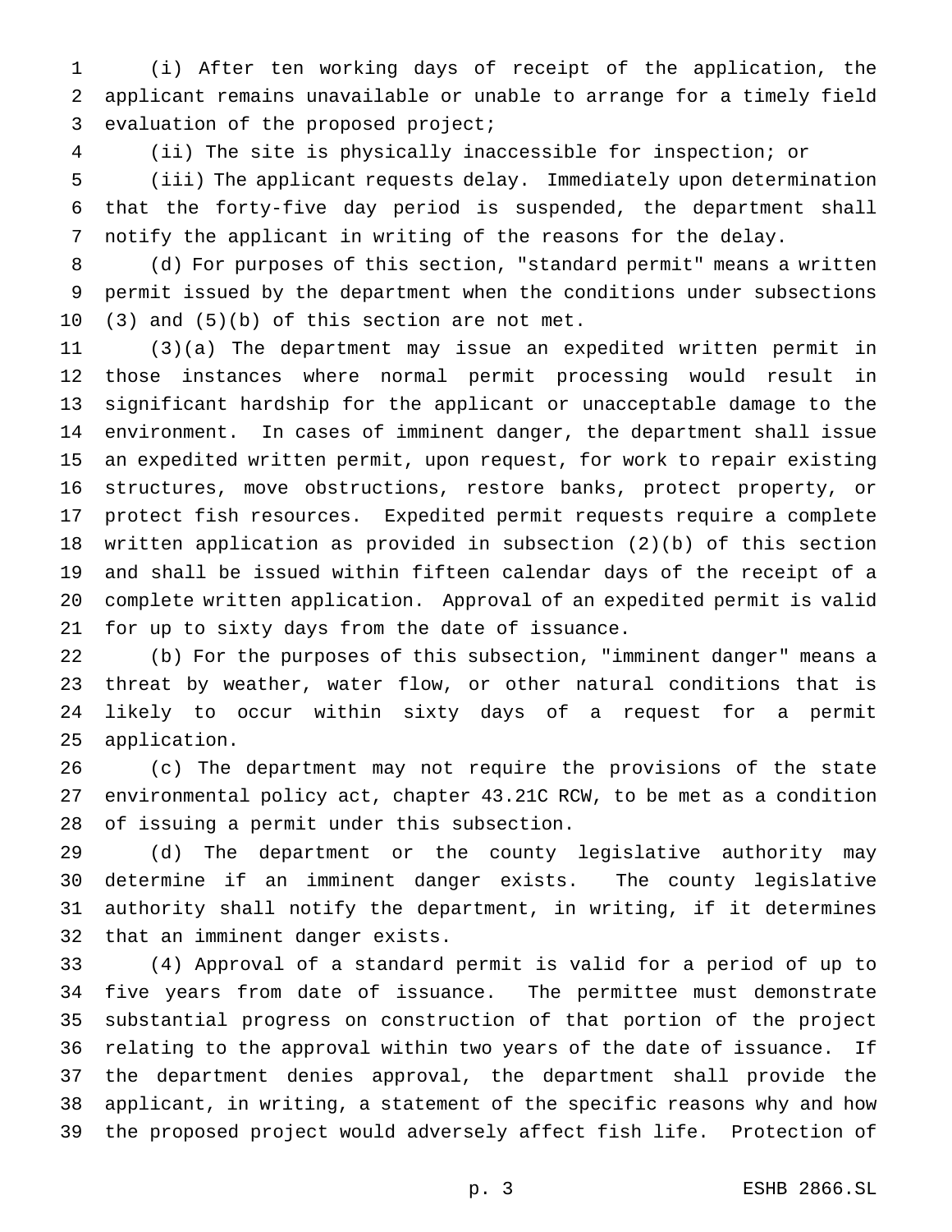(i) After ten working days of receipt of the application, the applicant remains unavailable or unable to arrange for a timely field evaluation of the proposed project;

(ii) The site is physically inaccessible for inspection; or

(iii) The applicant requests delay. Immediately upon determination that the forty-five day period is suspended, the department shall notify the applicant in writing of the reasons for the delay.

(d) For purposes of this section, "standard permit" means a written permit issued by the department when the conditions under subsections (3) and (5)(b) of this section are not met.

(3)(a) The department may issue an expedited written permit in those instances where normal permit processing would result in significant hardship for the applicant or unacceptable damage to the environment. In cases of imminent danger, the department shall issue an expedited written permit, upon request, for work to repair existing structures, move obstructions, restore banks, protect property, or protect fish resources. Expedited permit requests require a complete written application as provided in subsection (2)(b) of this section and shall be issued within fifteen calendar days of the receipt of a complete written application. Approval of an expedited permit is valid for up to sixty days from the date of issuance.

(b) For the purposes of this subsection, "imminent danger" means a threat by weather, water flow, or other natural conditions that is likely to occur within sixty days of a request for a permit application.

(c) The department may not require the provisions of the state environmental policy act, chapter 43.21C RCW, to be met as a condition of issuing a permit under this subsection.

(d) The department or the county legislative authority may determine if an imminent danger exists. The county legislative authority shall notify the department, in writing, if it determines that an imminent danger exists.

(4) Approval of a standard permit is valid for a period of up to five years from date of issuance. The permittee must demonstrate substantial progress on construction of that portion of the project relating to the approval within two years of the date of issuance. If the department denies approval, the department shall provide the applicant, in writing, a statement of the specific reasons why and how the proposed project would adversely affect fish life. Protection of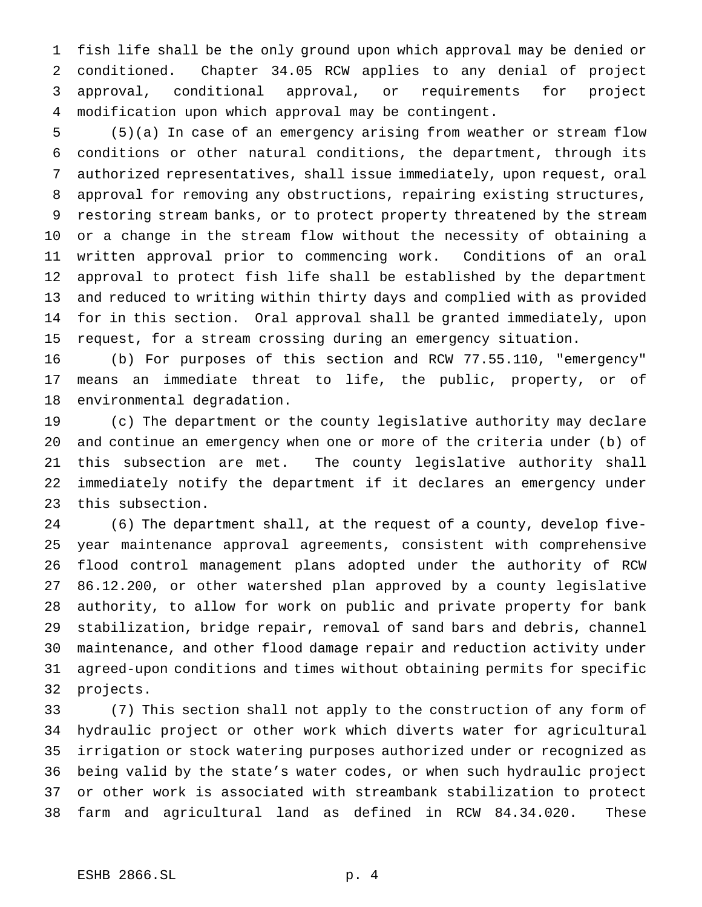fish life shall be the only ground upon which approval may be denied or conditioned. Chapter 34.05 RCW applies to any denial of project approval, conditional approval, or requirements for project modification upon which approval may be contingent.

(5)(a) In case of an emergency arising from weather or stream flow conditions or other natural conditions, the department, through its authorized representatives, shall issue immediately, upon request, oral approval for removing any obstructions, repairing existing structures, restoring stream banks, or to protect property threatened by the stream or a change in the stream flow without the necessity of obtaining a written approval prior to commencing work. Conditions of an oral approval to protect fish life shall be established by the department and reduced to writing within thirty days and complied with as provided for in this section. Oral approval shall be granted immediately, upon request, for a stream crossing during an emergency situation.

(b) For purposes of this section and RCW 77.55.110, "emergency" means an immediate threat to life, the public, property, or of environmental degradation.

(c) The department or the county legislative authority may declare and continue an emergency when one or more of the criteria under (b) of this subsection are met. The county legislative authority shall immediately notify the department if it declares an emergency under this subsection.

(6) The department shall, at the request of a county, develop five-year maintenance approval agreements, consistent with comprehensive flood control management plans adopted under the authority of RCW 86.12.200, or other watershed plan approved by a county legislative authority, to allow for work on public and private property for bank stabilization, bridge repair, removal of sand bars and debris, channel maintenance, and other flood damage repair and reduction activity under agreed-upon conditions and times without obtaining permits for specific projects.

(7) This section shall not apply to the construction of any form of hydraulic project or other work which diverts water for agricultural irrigation or stock watering purposes authorized under or recognized as being valid by the state's water codes, or when such hydraulic project or other work is associated with streambank stabilization to protect farm and agricultural land as defined in RCW 84.34.020. These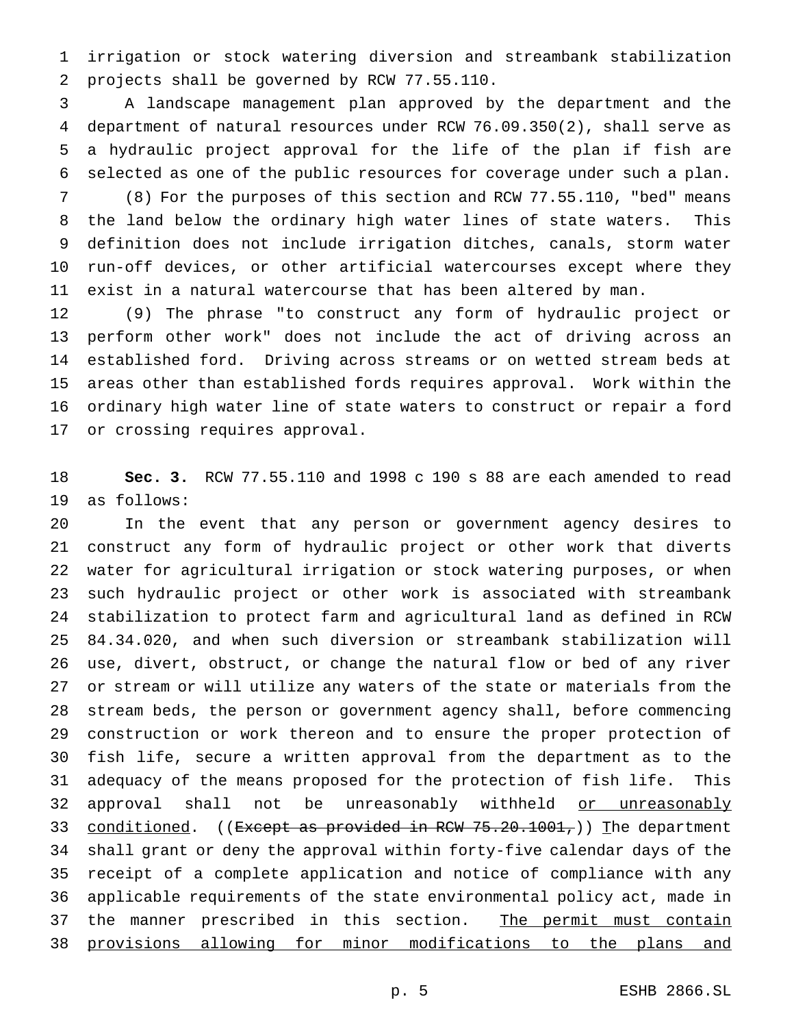irrigation or stock watering diversion and streambank stabilization projects shall be governed by RCW 77.55.110.

A landscape management plan approved by the department and the department of natural resources under RCW 76.09.350(2), shall serve as a hydraulic project approval for the life of the plan if fish are selected as one of the public resources for coverage under such a plan.

(8) For the purposes of this section and RCW 77.55.110, "bed" means the land below the ordinary high water lines of state waters. This definition does not include irrigation ditches, canals, storm water run-off devices, or other artificial watercourses except where they exist in a natural watercourse that has been altered by man.

(9) The phrase "to construct any form of hydraulic project or perform other work" does not include the act of driving across an established ford. Driving across streams or on wetted stream beds at areas other than established fords requires approval. Work within the ordinary high water line of state waters to construct or repair a ford or crossing requires approval.

**Sec. 3.** RCW 77.55.110 and 1998 c 190 s 88 are each amended to read as follows:

In the event that any person or government agency desires to construct any form of hydraulic project or other work that diverts water for agricultural irrigation or stock watering purposes, or when such hydraulic project or other work is associated with streambank stabilization to protect farm and agricultural land as defined in RCW 84.34.020, and when such diversion or streambank stabilization will use, divert, obstruct, or change the natural flow or bed of any river or stream or will utilize any waters of the state or materials from the stream beds, the person or government agency shall, before commencing construction or work thereon and to ensure the proper protection of fish life, secure a written approval from the department as to the adequacy of the means proposed for the protection of fish life. This approval shall not be unreasonably withheld <u>or unreasonably conditioned</u>. ((~~Except as provided in RCW 75.20.1001,~~)) <u>T</u>he department shall grant or deny the approval within forty-five calendar days of the receipt of a complete application and notice of compliance with any applicable requirements of the state environmental policy act, made in the manner prescribed in this section. <u>The permit must contain provisions allowing for minor modifications to the plans and</u>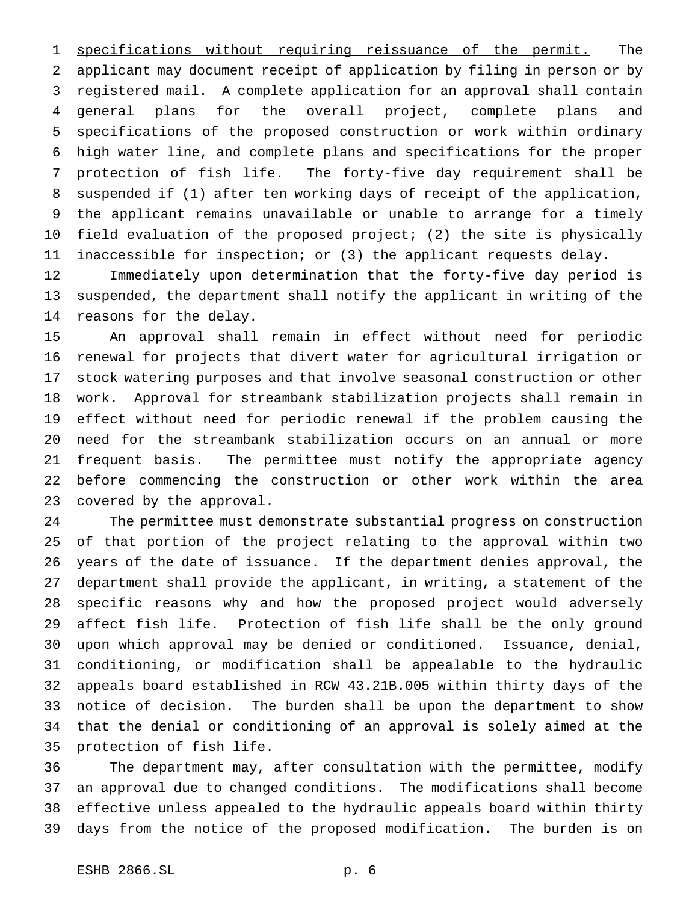specifications without requiring reissuance of the permit. The applicant may document receipt of application by filing in person or by registered mail. A complete application for an approval shall contain general plans for the overall project, complete plans and specifications of the proposed construction or work within ordinary high water line, and complete plans and specifications for the proper protection of fish life. The forty-five day requirement shall be suspended if (1) after ten working days of receipt of the application, the applicant remains unavailable or unable to arrange for a timely field evaluation of the proposed project; (2) the site is physically inaccessible for inspection; or (3) the applicant requests delay.

Immediately upon determination that the forty-five day period is suspended, the department shall notify the applicant in writing of the reasons for the delay.

An approval shall remain in effect without need for periodic renewal for projects that divert water for agricultural irrigation or stock watering purposes and that involve seasonal construction or other work. Approval for streambank stabilization projects shall remain in effect without need for periodic renewal if the problem causing the need for the streambank stabilization occurs on an annual or more frequent basis. The permittee must notify the appropriate agency before commencing the construction or other work within the area covered by the approval.

The permittee must demonstrate substantial progress on construction of that portion of the project relating to the approval within two years of the date of issuance. If the department denies approval, the department shall provide the applicant, in writing, a statement of the specific reasons why and how the proposed project would adversely affect fish life. Protection of fish life shall be the only ground upon which approval may be denied or conditioned. Issuance, denial, conditioning, or modification shall be appealable to the hydraulic appeals board established in RCW 43.21B.005 within thirty days of the notice of decision. The burden shall be upon the department to show that the denial or conditioning of an approval is solely aimed at the protection of fish life.

The department may, after consultation with the permittee, modify an approval due to changed conditions. The modifications shall become effective unless appealed to the hydraulic appeals board within thirty days from the notice of the proposed modification. The burden is on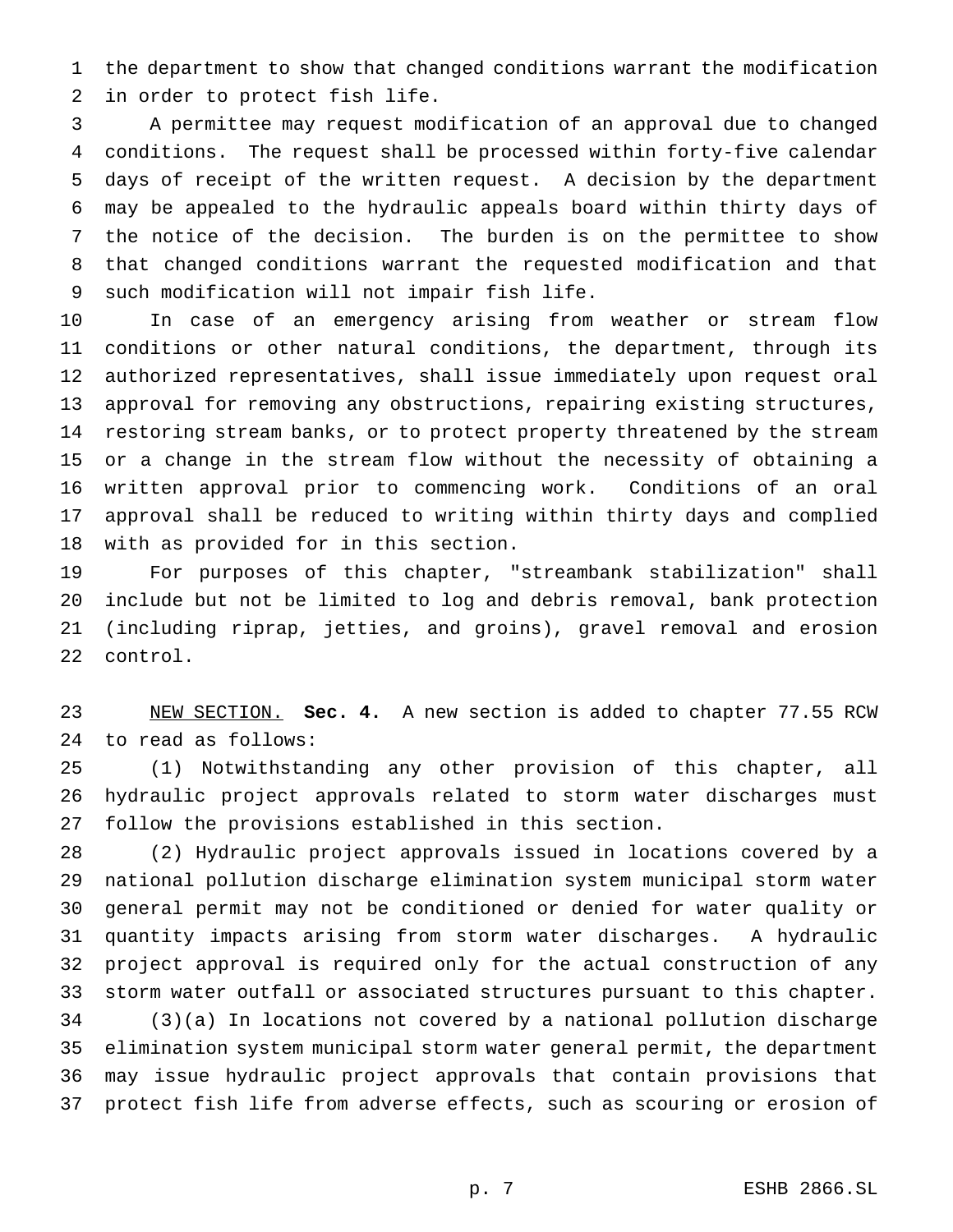the department to show that changed conditions warrant the modification in order to protect fish life.

A permittee may request modification of an approval due to changed conditions. The request shall be processed within forty-five calendar days of receipt of the written request. A decision by the department may be appealed to the hydraulic appeals board within thirty days of the notice of the decision. The burden is on the permittee to show that changed conditions warrant the requested modification and that such modification will not impair fish life.

In case of an emergency arising from weather or stream flow conditions or other natural conditions, the department, through its authorized representatives, shall issue immediately upon request oral approval for removing any obstructions, repairing existing structures, restoring stream banks, or to protect property threatened by the stream or a change in the stream flow without the necessity of obtaining a written approval prior to commencing work. Conditions of an oral approval shall be reduced to writing within thirty days and complied with as provided for in this section.

For purposes of this chapter, "streambank stabilization" shall include but not be limited to log and debris removal, bank protection (including riprap, jetties, and groins), gravel removal and erosion control.

NEW SECTION. **Sec. 4.** A new section is added to chapter 77.55 RCW to read as follows:

(1) Notwithstanding any other provision of this chapter, all hydraulic project approvals related to storm water discharges must follow the provisions established in this section.

(2) Hydraulic project approvals issued in locations covered by a national pollution discharge elimination system municipal storm water general permit may not be conditioned or denied for water quality or quantity impacts arising from storm water discharges. A hydraulic project approval is required only for the actual construction of any storm water outfall or associated structures pursuant to this chapter.

(3)(a) In locations not covered by a national pollution discharge elimination system municipal storm water general permit, the department may issue hydraulic project approvals that contain provisions that protect fish life from adverse effects, such as scouring or erosion of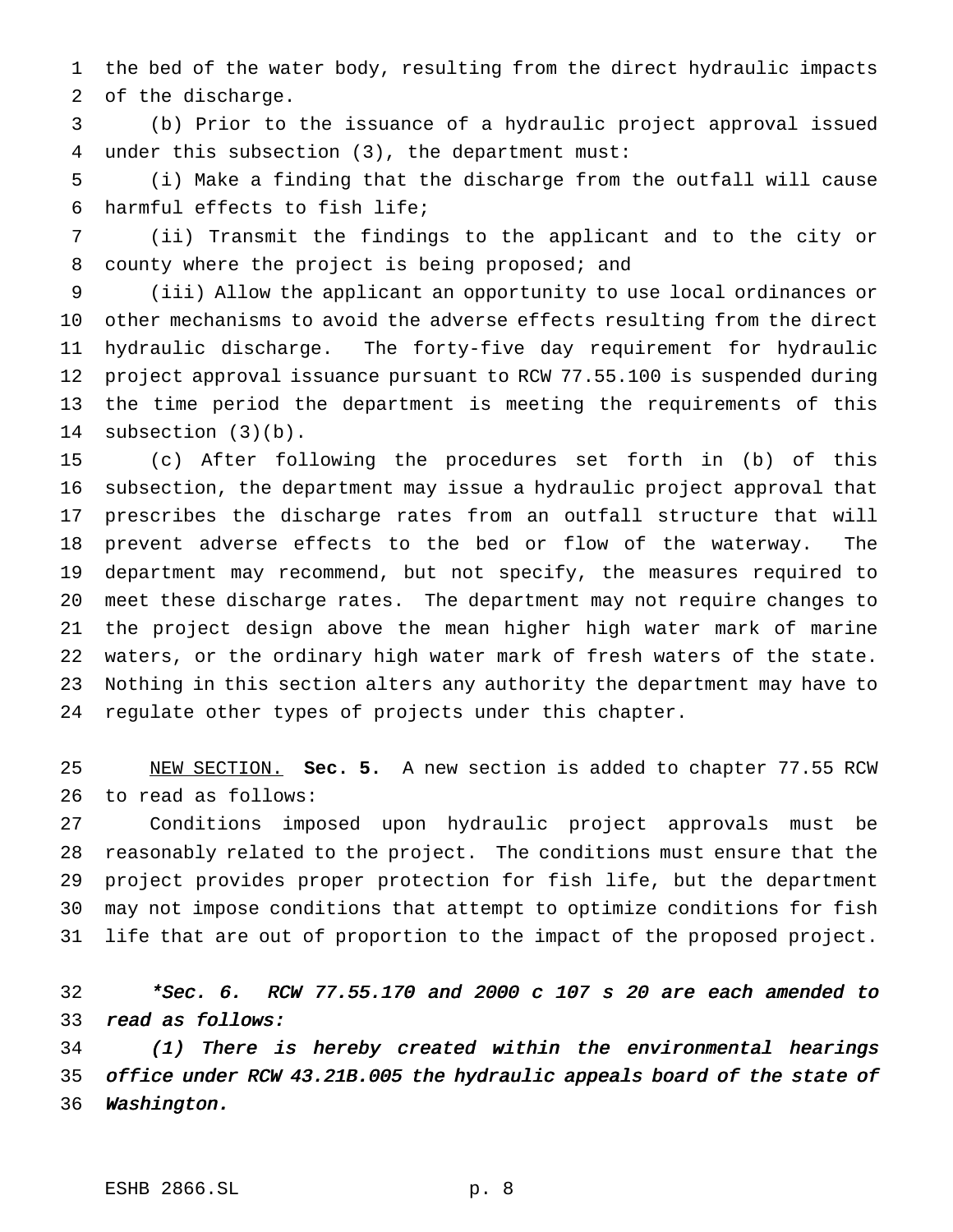the bed of the water body, resulting from the direct hydraulic impacts of the discharge.

(b) Prior to the issuance of a hydraulic project approval issued under this subsection (3), the department must:

(i) Make a finding that the discharge from the outfall will cause harmful effects to fish life;

(ii) Transmit the findings to the applicant and to the city or county where the project is being proposed; and

(iii) Allow the applicant an opportunity to use local ordinances or other mechanisms to avoid the adverse effects resulting from the direct hydraulic discharge. The forty-five day requirement for hydraulic project approval issuance pursuant to RCW 77.55.100 is suspended during the time period the department is meeting the requirements of this subsection (3)(b).

(c) After following the procedures set forth in (b) of this subsection, the department may issue a hydraulic project approval that prescribes the discharge rates from an outfall structure that will prevent adverse effects to the bed or flow of the waterway. The department may recommend, but not specify, the measures required to meet these discharge rates. The department may not require changes to the project design above the mean higher high water mark of marine waters, or the ordinary high water mark of fresh waters of the state. Nothing in this section alters any authority the department may have to regulate other types of projects under this chapter.

NEW SECTION. **Sec. 5.** A new section is added to chapter 77.55 RCW to read as follows:

Conditions imposed upon hydraulic project approvals must be reasonably related to the project. The conditions must ensure that the project provides proper protection for fish life, but the department may not impose conditions that attempt to optimize conditions for fish life that are out of proportion to the impact of the proposed project.

*\*Sec. 6. RCW 77.55.170 and 2000 c 107 s 20 are each amended to read as follows:*

*(1) There is hereby created within the environmental hearings office under RCW 43.21B.005 the hydraulic appeals board of the state of Washington.*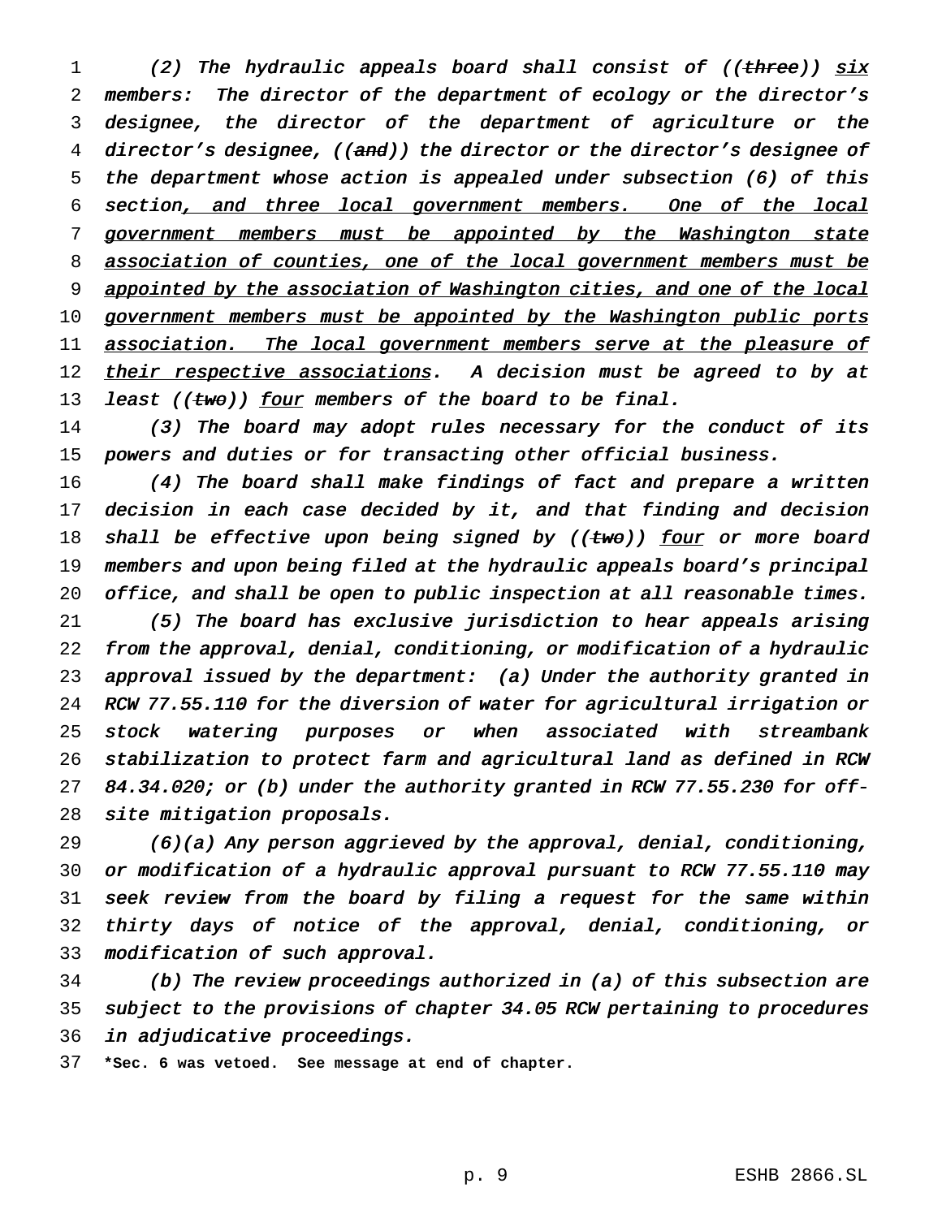*(2) The hydraulic appeals board shall consist of ((~~three~~)) six members: The director of the department of ecology or the director's designee, the director of the department of agriculture or the director's designee, ((~~and~~)) the director or the director's designee of the department whose action is appealed under subsection (6) of this section, and three local government members. One of the local government members must be appointed by the Washington state association of counties, one of the local government members must be appointed by the association of Washington cities, and one of the local government members must be appointed by the Washington public ports association. The local government members serve at the pleasure of their respective associations. A decision must be agreed to by at least ((~~two~~)) four members of the board to be final.*

*(3) The board may adopt rules necessary for the conduct of its powers and duties or for transacting other official business.*

*(4) The board shall make findings of fact and prepare a written decision in each case decided by it, and that finding and decision shall be effective upon being signed by ((~~two~~)) four or more board members and upon being filed at the hydraulic appeals board's principal office, and shall be open to public inspection at all reasonable times.*

*(5) The board has exclusive jurisdiction to hear appeals arising from the approval, denial, conditioning, or modification of a hydraulic approval issued by the department: (a) Under the authority granted in RCW 77.55.110 for the diversion of water for agricultural irrigation or stock watering purposes or when associated with streambank stabilization to protect farm and agricultural land as defined in RCW 84.34.020; or (b) under the authority granted in RCW 77.55.230 for off-site mitigation proposals.*

*(6)(a) Any person aggrieved by the approval, denial, conditioning, or modification of a hydraulic approval pursuant to RCW 77.55.110 may seek review from the board by filing a request for the same within thirty days of notice of the approval, denial, conditioning, or modification of such approval.*

*(b) The review proceedings authorized in (a) of this subsection are subject to the provisions of chapter 34.05 RCW pertaining to procedures in adjudicative proceedings.*

**\*Sec. 6 was vetoed. See message at end of chapter.**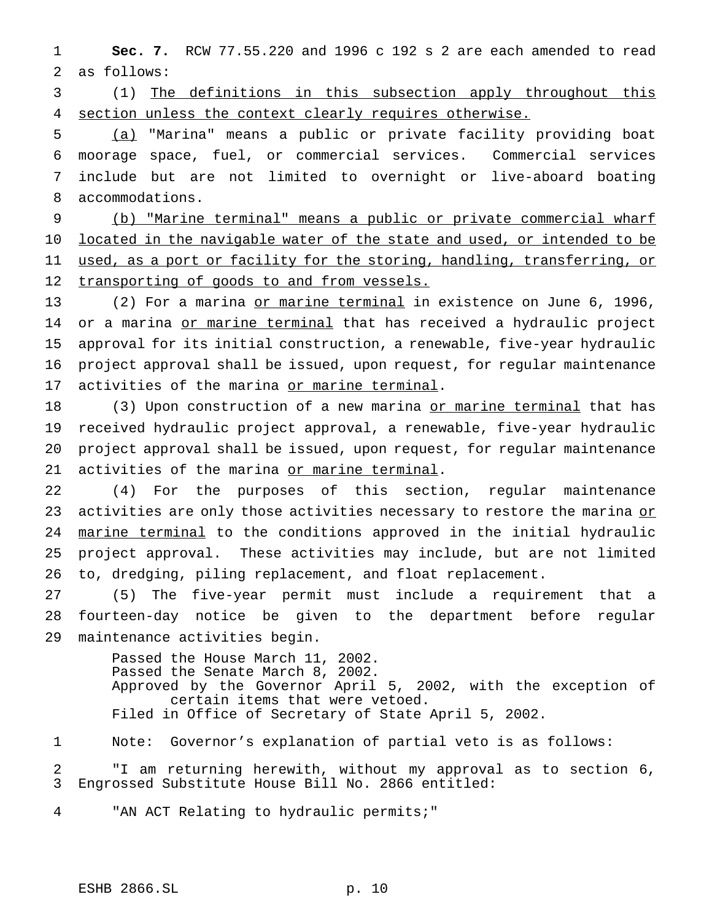**Sec. 7.** RCW 77.55.220 and 1996 c 192 s 2 are each amended to read as follows:

(1) The definitions in this subsection apply throughout this section unless the context clearly requires otherwise.

(a) "Marina" means a public or private facility providing boat moorage space, fuel, or commercial services. Commercial services include but are not limited to overnight or live-aboard boating accommodations.

(b) "Marine terminal" means a public or private commercial wharf located in the navigable water of the state and used, or intended to be used, as a port or facility for the storing, handling, transferring, or transporting of goods to and from vessels.

(2) For a marina or marine terminal in existence on June 6, 1996, or a marina or marine terminal that has received a hydraulic project approval for its initial construction, a renewable, five-year hydraulic project approval shall be issued, upon request, for regular maintenance activities of the marina or marine terminal.

(3) Upon construction of a new marina or marine terminal that has received hydraulic project approval, a renewable, five-year hydraulic project approval shall be issued, upon request, for regular maintenance activities of the marina or marine terminal.

(4) For the purposes of this section, regular maintenance activities are only those activities necessary to restore the marina or marine terminal to the conditions approved in the initial hydraulic project approval. These activities may include, but are not limited to, dredging, piling replacement, and float replacement.

(5) The five-year permit must include a requirement that a fourteen-day notice be given to the department before regular maintenance activities begin.

Passed the House March 11, 2002.
Passed the Senate March 8, 2002.
Approved by the Governor April 5, 2002, with the exception of certain items that were vetoed.
Filed in Office of Secretary of State April 5, 2002.

Note: Governor's explanation of partial veto is as follows:

"I am returning herewith, without my approval as to section 6, Engrossed Substitute House Bill No. 2866 entitled:

"AN ACT Relating to hydraulic permits;"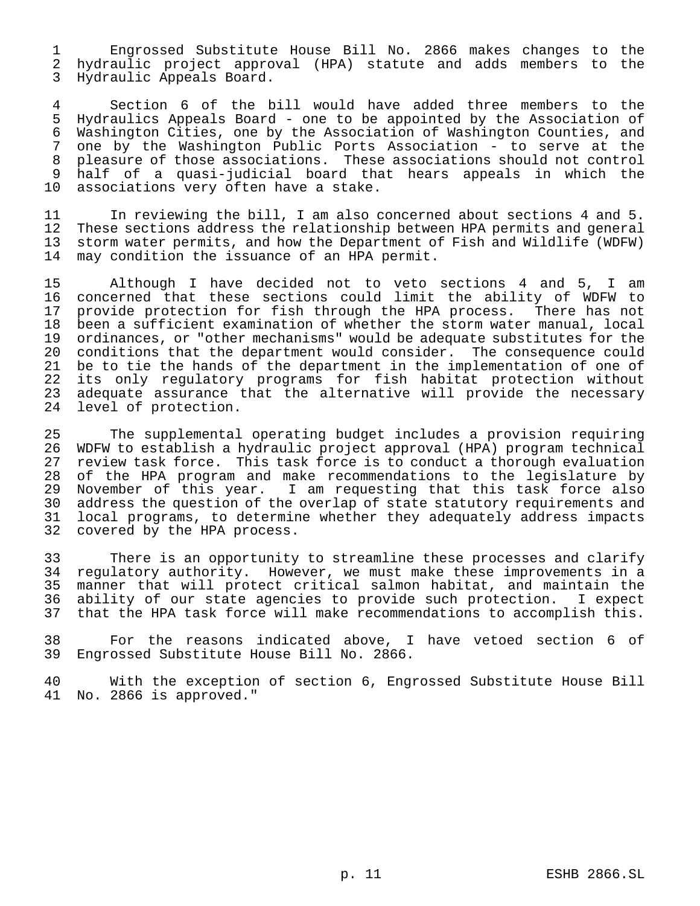Engrossed Substitute House Bill No. 2866 makes changes to the hydraulic project approval (HPA) statute and adds members to the Hydraulic Appeals Board.

Section 6 of the bill would have added three members to the Hydraulics Appeals Board - one to be appointed by the Association of Washington Cities, one by the Association of Washington Counties, and one by the Washington Public Ports Association - to serve at the pleasure of those associations. These associations should not control half of a quasi-judicial board that hears appeals in which the associations very often have a stake.

In reviewing the bill, I am also concerned about sections 4 and 5. These sections address the relationship between HPA permits and general storm water permits, and how the Department of Fish and Wildlife (WDFW) may condition the issuance of an HPA permit.

Although I have decided not to veto sections 4 and 5, I am concerned that these sections could limit the ability of WDFW to provide protection for fish through the HPA process. There has not been a sufficient examination of whether the storm water manual, local ordinances, or "other mechanisms" would be adequate substitutes for the conditions that the department would consider. The consequence could be to tie the hands of the department in the implementation of one of its only regulatory programs for fish habitat protection without adequate assurance that the alternative will provide the necessary level of protection.

The supplemental operating budget includes a provision requiring WDFW to establish a hydraulic project approval (HPA) program technical review task force. This task force is to conduct a thorough evaluation of the HPA program and make recommendations to the legislature by November of this year. I am requesting that this task force also address the question of the overlap of state statutory requirements and local programs, to determine whether they adequately address impacts covered by the HPA process.

There is an opportunity to streamline these processes and clarify regulatory authority. However, we must make these improvements in a manner that will protect critical salmon habitat, and maintain the ability of our state agencies to provide such protection. I expect that the HPA task force will make recommendations to accomplish this.

For the reasons indicated above, I have vetoed section 6 of Engrossed Substitute House Bill No. 2866.

With the exception of section 6, Engrossed Substitute House Bill No. 2866 is approved."